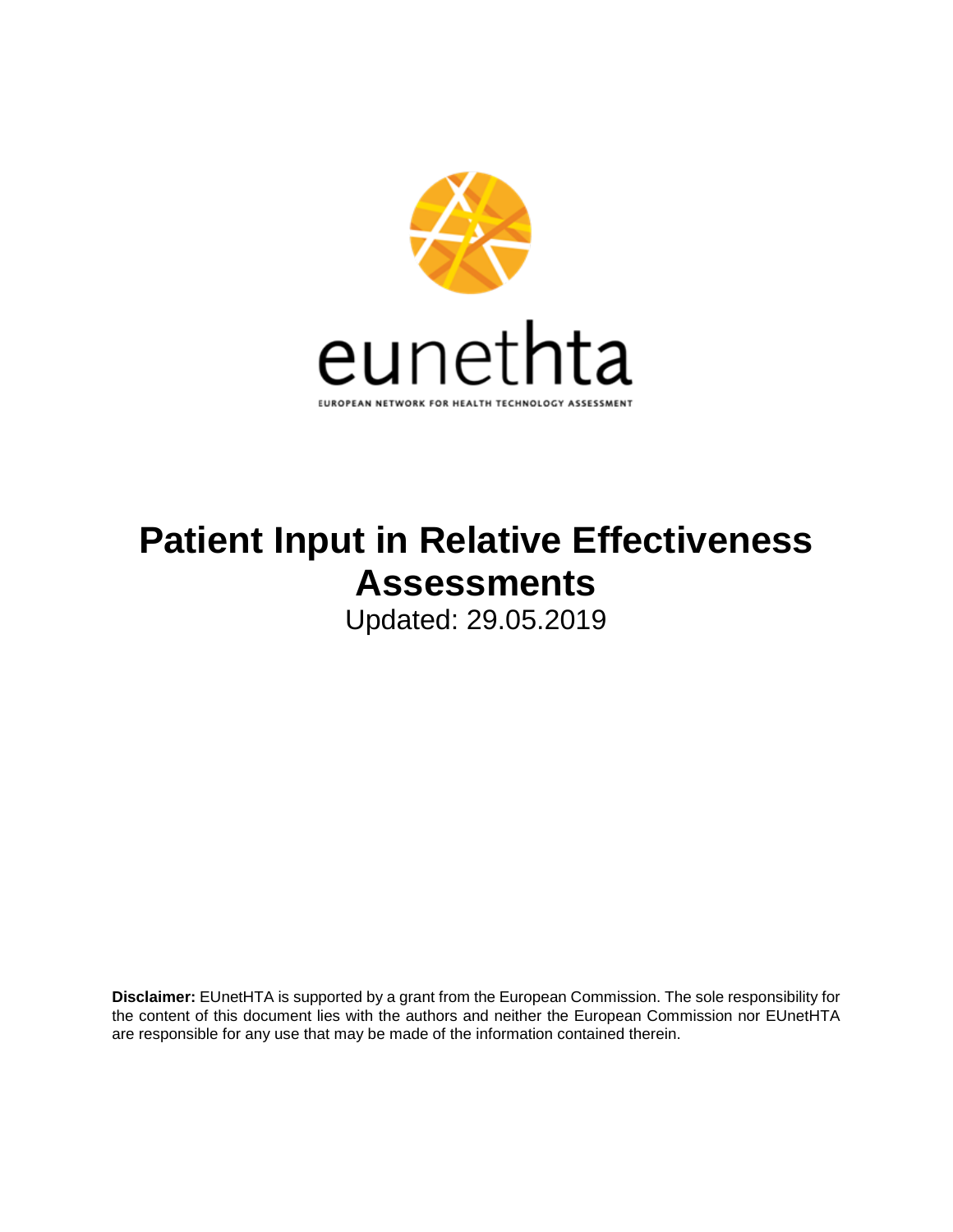eunethta

EUROPEAN NETWORK FOR HEALTH TECHNOLOGY ASSESSMENT

# Patient Input in Relative Effectiveness Assessments

Updated: 29.05.2019

**Disclaimer:** EUnetHTA is supported by a grant from the European Commission. The sole responsibility for the content of this document lies with the authors and neither the European Commission nor EUnetHTA are responsible for any use that may be made of the information contained therein.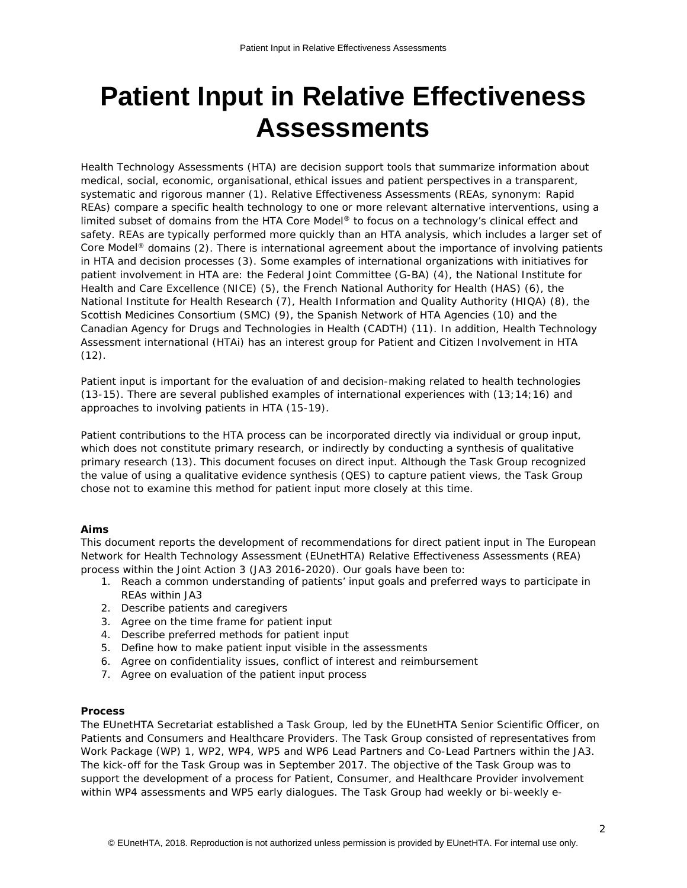# Patient Input in Relative Effectiveness Assessments

Health Technology Assessments (HTA) are decision support tools that summarize information about medical, social, economic, organisational, ethical issues and patient perspectives in a transparent, systematic and rigorous manner (1). Relative Effectiveness Assessments (REAs, synonym: Rapid REAs) compare a specific health technology to one or more relevant alternative interventions, using a limited subset of domains from the HTA Core Model® to focus on a technology's clinical effect and safety. REAs are typically performed more quickly than an HTA analysis, which includes a larger set of Core Model® domains (2). There is international agreement about the importance of involving patients in HTA and decision processes (3). Some examples of international organizations with initiatives for patient involvement in HTA are: the Federal Joint Committee (G-BA) (4), the National Institute for Health and Care Excellence (NICE) (5), the French National Authority for Health (HAS) (6), the National Institute for Health Research (7), Health Information and Quality Authority (HIQA) (8), the Scottish Medicines Consortium (SMC) (9), the Spanish Network of HTA Agencies (10) and the Canadian Agency for Drugs and Technologies in Health (CADTH) (11). In addition, Health Technology Assessment international (HTAi) has an interest group for Patient and Citizen Involvement in HTA (12).

Patient input is important for the evaluation of and decision-making related to health technologies (13-15). There are several published examples of international experiences with (13;14;16) and approaches to involving patients in HTA (15-19).

Patient contributions to the HTA process can be incorporated directly via individual or group input, which does not constitute primary research, or indirectly by conducting a synthesis of qualitative primary research (13). This document focuses on direct input. Although the Task Group recognized the value of using a qualitative evidence synthesis (QES) to capture patient views, the Task Group chose not to examine this method for patient input more closely at this time.

**Aims**

This document reports the development of recommendations for direct patient input in The European Network for Health Technology Assessment (EUnetHTA) Relative Effectiveness Assessments (REA) process within the Joint Action 3 (JA3 2016-2020). Our goals have been to:

1. Reach a common understanding of patients' input goals and preferred ways to participate in REAs within JA3
2. Describe patients and caregivers
3. Agree on the time frame for patient input
4. Describe preferred methods for patient input
5. Define how to make patient input visible in the assessments
6. Agree on confidentiality issues, conflict of interest and reimbursement
7. Agree on evaluation of the patient input process

**Process**

The EUnetHTA Secretariat established a Task Group, led by the EUnetHTA Senior Scientific Officer, on Patients and Consumers and Healthcare Providers. The Task Group consisted of representatives from Work Package (WP) 1, WP2, WP4, WP5 and WP6 Lead Partners and Co-Lead Partners within the JA3. The kick-off for the Task Group was in September 2017. The objective of the Task Group was to support the development of a process for Patient, Consumer, and Healthcare Provider involvement within WP4 assessments and WP5 early dialogues. The Task Group had weekly or bi-weekly e-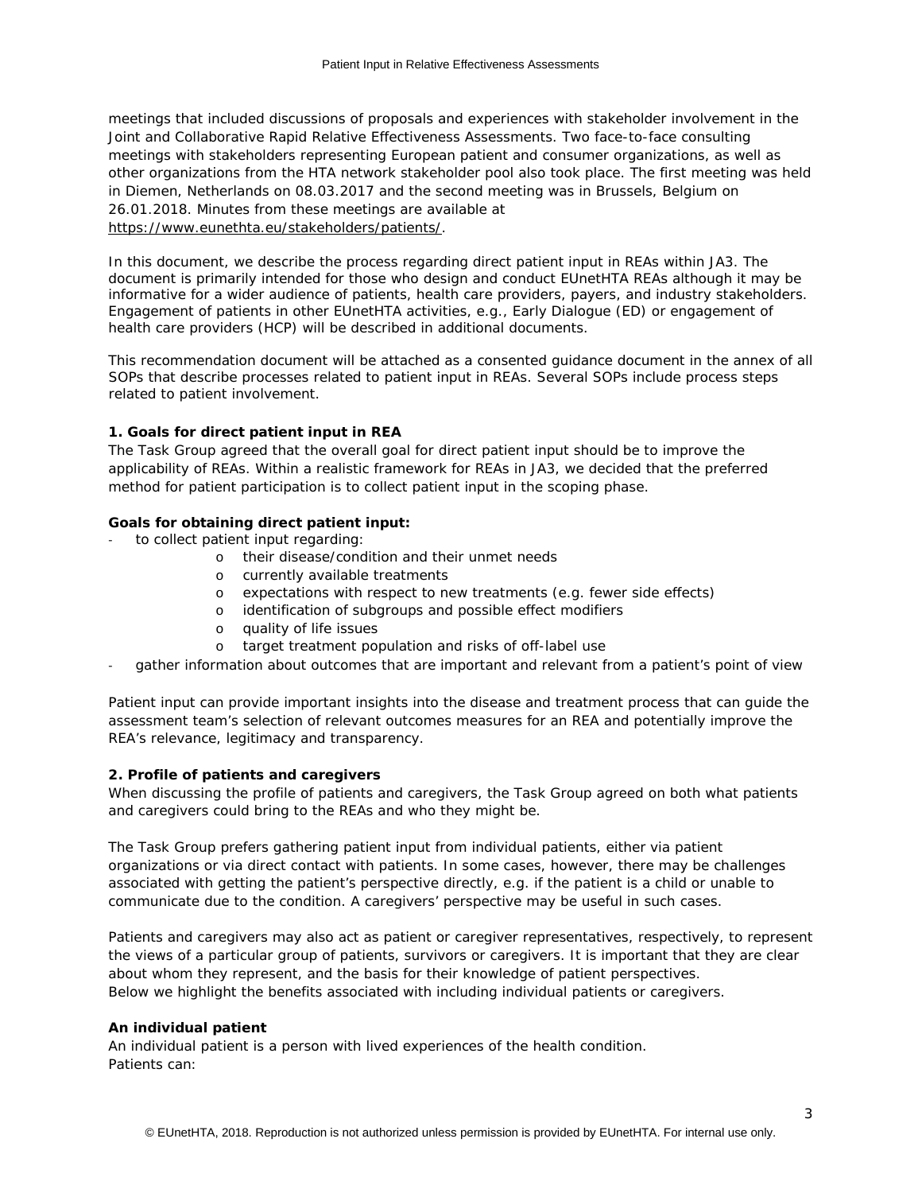meetings that included discussions of proposals and experiences with stakeholder involvement in the Joint and Collaborative Rapid Relative Effectiveness Assessments. Two face-to-face consulting meetings with stakeholders representing European patient and consumer organizations, as well as other organizations from the HTA network stakeholder pool also took place. The first meeting was held in Diemen, Netherlands on 08.03.2017 and the second meeting was in Brussels, Belgium on 26.01.2018. Minutes from these meetings are available at https://www.eunethta.eu/stakeholders/patients/.

In this document, we describe the process regarding direct patient input in REAs within JA3. The document is primarily intended for those who design and conduct EUnetHTA REAs although it may be informative for a wider audience of patients, health care providers, payers, and industry stakeholders. Engagement of patients in other EUnetHTA activities, e.g., Early Dialogue (ED) or engagement of health care providers (HCP) will be described in additional documents.

This recommendation document will be attached as a consented guidance document in the annex of all SOPs that describe processes related to patient input in REAs. Several SOPs include process steps related to patient involvement.

### 1. Goals for direct patient input in REA

The Task Group agreed that the overall goal for direct patient input should be to improve the applicability of REAs. Within a realistic framework for REAs in JA3, we decided that the preferred method for patient participation is to collect patient input in the scoping phase.

**Goals for obtaining direct patient input:**

- to collect patient input regarding:
  - their disease/condition and their unmet needs
  - currently available treatments
  - expectations with respect to new treatments (e.g. fewer side effects)
  - identification of subgroups and possible effect modifiers
  - quality of life issues
  - target treatment population and risks of off-label use
- gather information about outcomes that are important and relevant from a patient's point of view

Patient input can provide important insights into the disease and treatment process that can guide the assessment team's selection of relevant outcomes measures for an REA and potentially improve the REA's relevance, legitimacy and transparency.

### 2. Profile of patients and caregivers

When discussing the profile of patients and caregivers, the Task Group agreed on both what patients and caregivers could bring to the REAs and who they might be.

The Task Group prefers gathering patient input from individual patients, either via patient organizations or via direct contact with patients. In some cases, however, there may be challenges associated with getting the patient's perspective directly, e.g. if the patient is a child or unable to communicate due to the condition. A caregivers' perspective may be useful in such cases.

Patients and caregivers may also act as patient or caregiver representatives, respectively, to represent the views of a particular group of patients, survivors or caregivers. It is important that they are clear about whom they represent, and the basis for their knowledge of patient perspectives.
Below we highlight the benefits associated with including individual patients or caregivers.

**An individual patient**

An individual patient is a person with lived experiences of the health condition.
Patients can: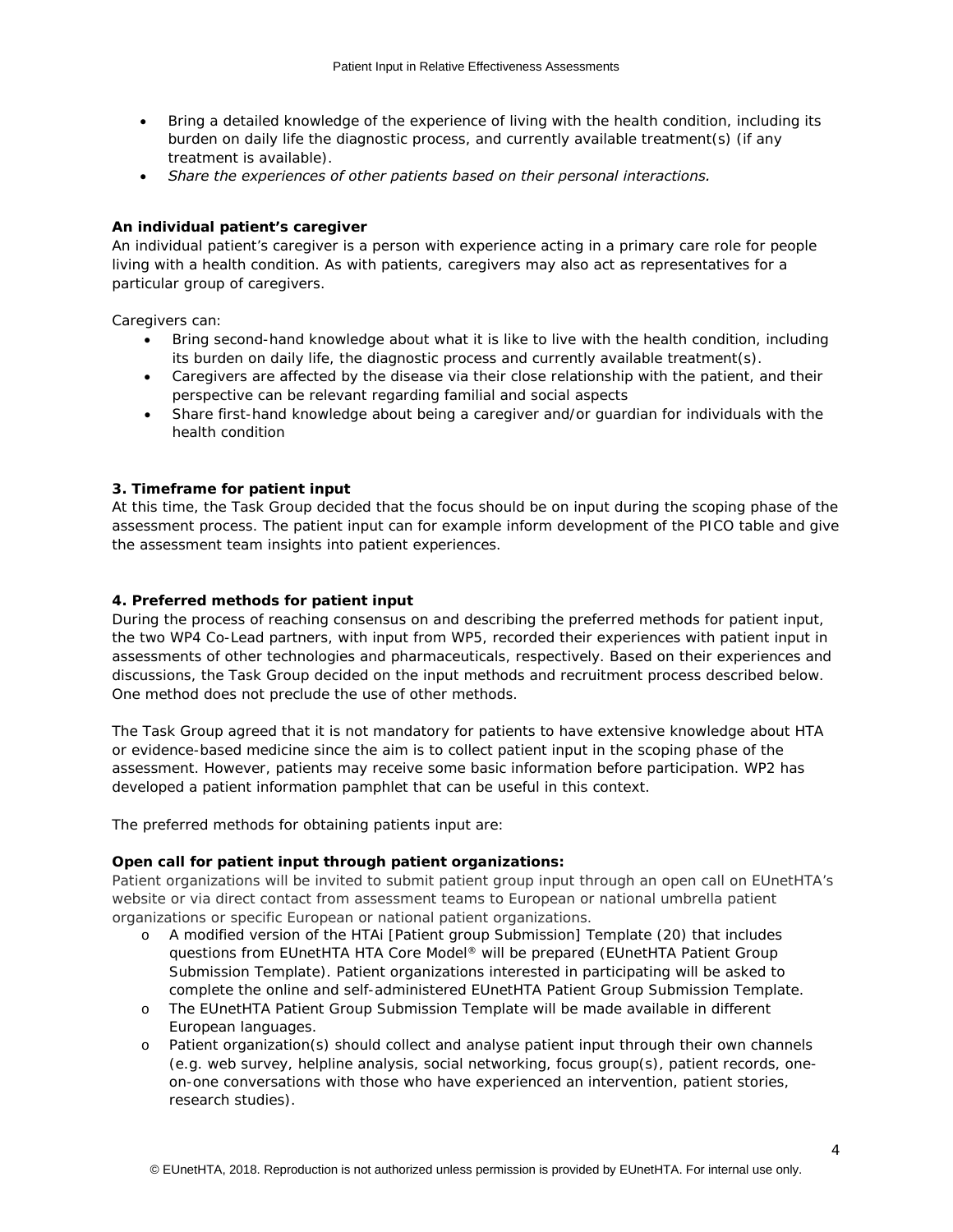- Bring a detailed knowledge of the experience of living with the health condition, including its burden on daily life the diagnostic process, and currently available treatment(s) (if any treatment is available).
- *Share the experiences of other patients based on their personal interactions.*

**An individual patient's caregiver**

An individual patient's caregiver is a person with experience acting in a primary care role for people living with a health condition. As with patients, caregivers may also act as representatives for a particular group of caregivers.

Caregivers can:

- Bring second-hand knowledge about what it is like to live with the health condition, including its burden on daily life, the diagnostic process and currently available treatment(s).
- Caregivers are affected by the disease via their close relationship with the patient, and their perspective can be relevant regarding familial and social aspects
- Share first-hand knowledge about being a caregiver and/or guardian for individuals with the health condition

### 3. Timeframe for patient input

At this time, the Task Group decided that the focus should be on input during the scoping phase of the assessment process. The patient input can for example inform development of the PICO table and give the assessment team insights into patient experiences.

### 4. Preferred methods for patient input

During the process of reaching consensus on and describing the preferred methods for patient input, the two WP4 Co-Lead partners, with input from WP5, recorded their experiences with patient input in assessments of other technologies and pharmaceuticals, respectively. Based on their experiences and discussions, the Task Group decided on the input methods and recruitment process described below. One method does not preclude the use of other methods.

The Task Group agreed that it is not mandatory for patients to have extensive knowledge about HTA or evidence-based medicine since the aim is to collect patient input in the scoping phase of the assessment. However, patients may receive some basic information before participation. WP2 has developed a patient information pamphlet that can be useful in this context.

The preferred methods for obtaining patients input are:

**Open call for patient input through patient organizations:**

Patient organizations will be invited to submit patient group input through an open call on EUnetHTA's website or via direct contact from assessment teams to European or national umbrella patient organizations or specific European or national patient organizations.

- A modified version of the HTAi [Patient group Submission] Template (20) that includes questions from EUnetHTA HTA Core Model® will be prepared (EUnetHTA Patient Group Submission Template). Patient organizations interested in participating will be asked to complete the online and self-administered EUnetHTA Patient Group Submission Template.
- The EUnetHTA Patient Group Submission Template will be made available in different European languages.
- Patient organization(s) should collect and analyse patient input through their own channels (e.g. web survey, helpline analysis, social networking, focus group(s), patient records, one-on-one conversations with those who have experienced an intervention, patient stories, research studies).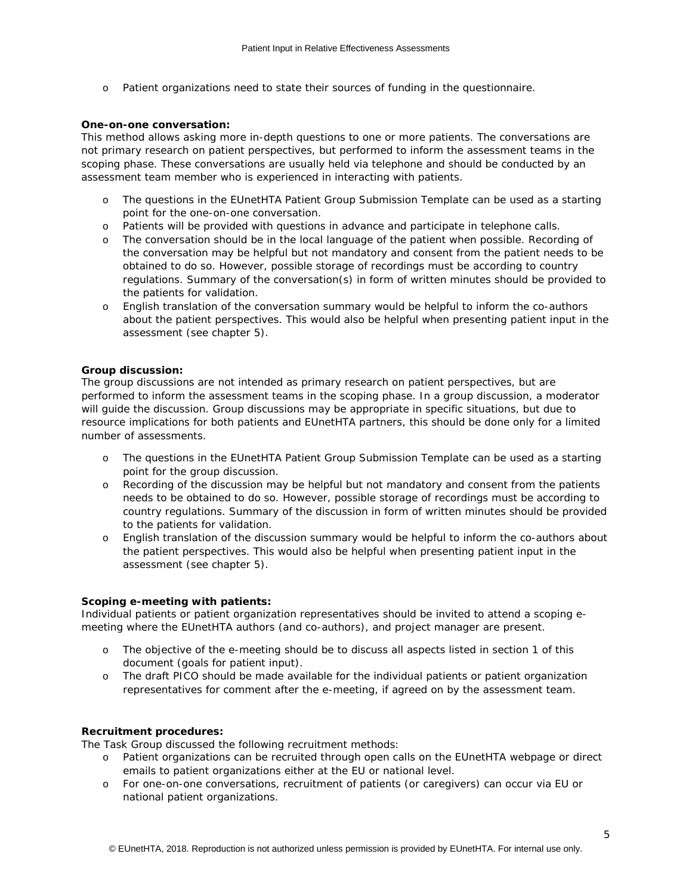- Patient organizations need to state their sources of funding in the questionnaire.

**One-on-one conversation:**
This method allows asking more in-depth questions to one or more patients. The conversations are not primary research on patient perspectives, but performed to inform the assessment teams in the scoping phase. These conversations are usually held via telephone and should be conducted by an assessment team member who is experienced in interacting with patients.

- The questions in the EUnetHTA Patient Group Submission Template can be used as a starting point for the one-on-one conversation.
- Patients will be provided with questions in advance and participate in telephone calls.
- The conversation should be in the local language of the patient when possible. Recording of the conversation may be helpful but not mandatory and consent from the patient needs to be obtained to do so. However, possible storage of recordings must be according to country regulations. Summary of the conversation(s) in form of written minutes should be provided to the patients for validation.
- English translation of the conversation summary would be helpful to inform the co-authors about the patient perspectives. This would also be helpful when presenting patient input in the assessment (see chapter 5).

**Group discussion:**
The group discussions are not intended as primary research on patient perspectives, but are performed to inform the assessment teams in the scoping phase. In a group discussion, a moderator will guide the discussion. Group discussions may be appropriate in specific situations, but due to resource implications for both patients and EUnetHTA partners, this should be done only for a limited number of assessments.

- The questions in the EUnetHTA Patient Group Submission Template can be used as a starting point for the group discussion.
- Recording of the discussion may be helpful but not mandatory and consent from the patients needs to be obtained to do so. However, possible storage of recordings must be according to country regulations. Summary of the discussion in form of written minutes should be provided to the patients for validation.
- English translation of the discussion summary would be helpful to inform the co-authors about the patient perspectives. This would also be helpful when presenting patient input in the assessment (see chapter 5).

**Scoping e-meeting with patients:**
Individual patients or patient organization representatives should be invited to attend a scoping e-meeting where the EUnetHTA authors (and co-authors), and project manager are present.

- The objective of the e-meeting should be to discuss all aspects listed in section 1 of this document (goals for patient input).
- The draft PICO should be made available for the individual patients or patient organization representatives for comment after the e-meeting, if agreed on by the assessment team.

**Recruitment procedures:**
The Task Group discussed the following recruitment methods:

- Patient organizations can be recruited through open calls on the EUnetHTA webpage or direct emails to patient organizations either at the EU or national level.
- For one-on-one conversations, recruitment of patients (or caregivers) can occur via EU or national patient organizations.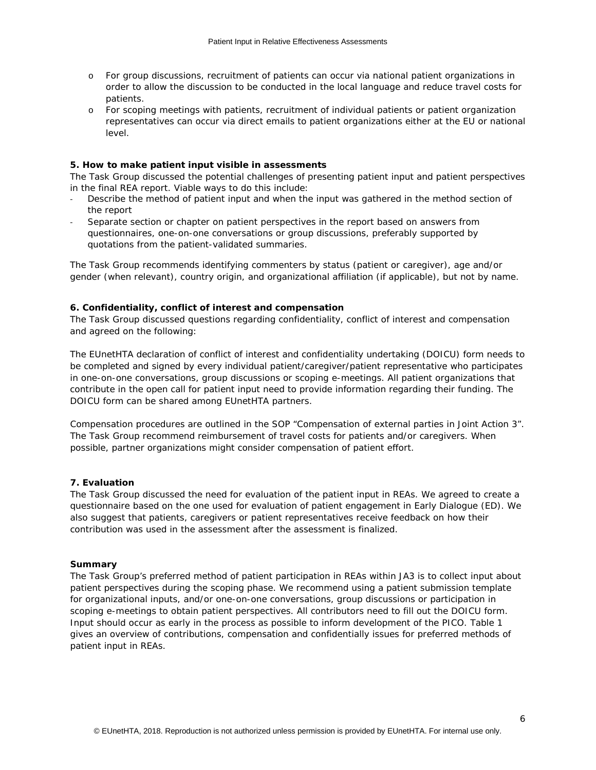- For group discussions, recruitment of patients can occur via national patient organizations in order to allow the discussion to be conducted in the local language and reduce travel costs for patients.
- For scoping meetings with patients, recruitment of individual patients or patient organization representatives can occur via direct emails to patient organizations either at the EU or national level.

**5. How to make patient input visible in assessments**

The Task Group discussed the potential challenges of presenting patient input and patient perspectives in the final REA report. Viable ways to do this include:

- Describe the method of patient input and when the input was gathered in the method section of the report
- Separate section or chapter on patient perspectives in the report based on answers from questionnaires, one-on-one conversations or group discussions, preferably supported by quotations from the patient-validated summaries.

The Task Group recommends identifying commenters by status (patient or caregiver), age and/or gender (when relevant), country origin, and organizational affiliation (if applicable), but not by name.

**6. Confidentiality, conflict of interest and compensation**

The Task Group discussed questions regarding confidentiality, conflict of interest and compensation and agreed on the following:

The EUnetHTA declaration of conflict of interest and confidentiality undertaking (DOICU) form needs to be completed and signed by every individual patient/caregiver/patient representative who participates in one-on-one conversations, group discussions or scoping e-meetings. All patient organizations that contribute in the open call for patient input need to provide information regarding their funding. The DOICU form can be shared among EUnetHTA partners.

Compensation procedures are outlined in the SOP "Compensation of external parties in Joint Action 3". The Task Group recommend reimbursement of travel costs for patients and/or caregivers. When possible, partner organizations might consider compensation of patient effort.

**7. Evaluation**

The Task Group discussed the need for evaluation of the patient input in REAs. We agreed to create a questionnaire based on the one used for evaluation of patient engagement in Early Dialogue (ED). We also suggest that patients, caregivers or patient representatives receive feedback on how their contribution was used in the assessment after the assessment is finalized.

**Summary**

The Task Group's preferred method of patient participation in REAs within JA3 is to collect input about patient perspectives during the scoping phase. We recommend using a patient submission template for organizational inputs, and/or one-on-one conversations, group discussions or participation in scoping e-meetings to obtain patient perspectives. All contributors need to fill out the DOICU form. Input should occur as early in the process as possible to inform development of the PICO. Table 1 gives an overview of contributions, compensation and confidentially issues for preferred methods of patient input in REAs.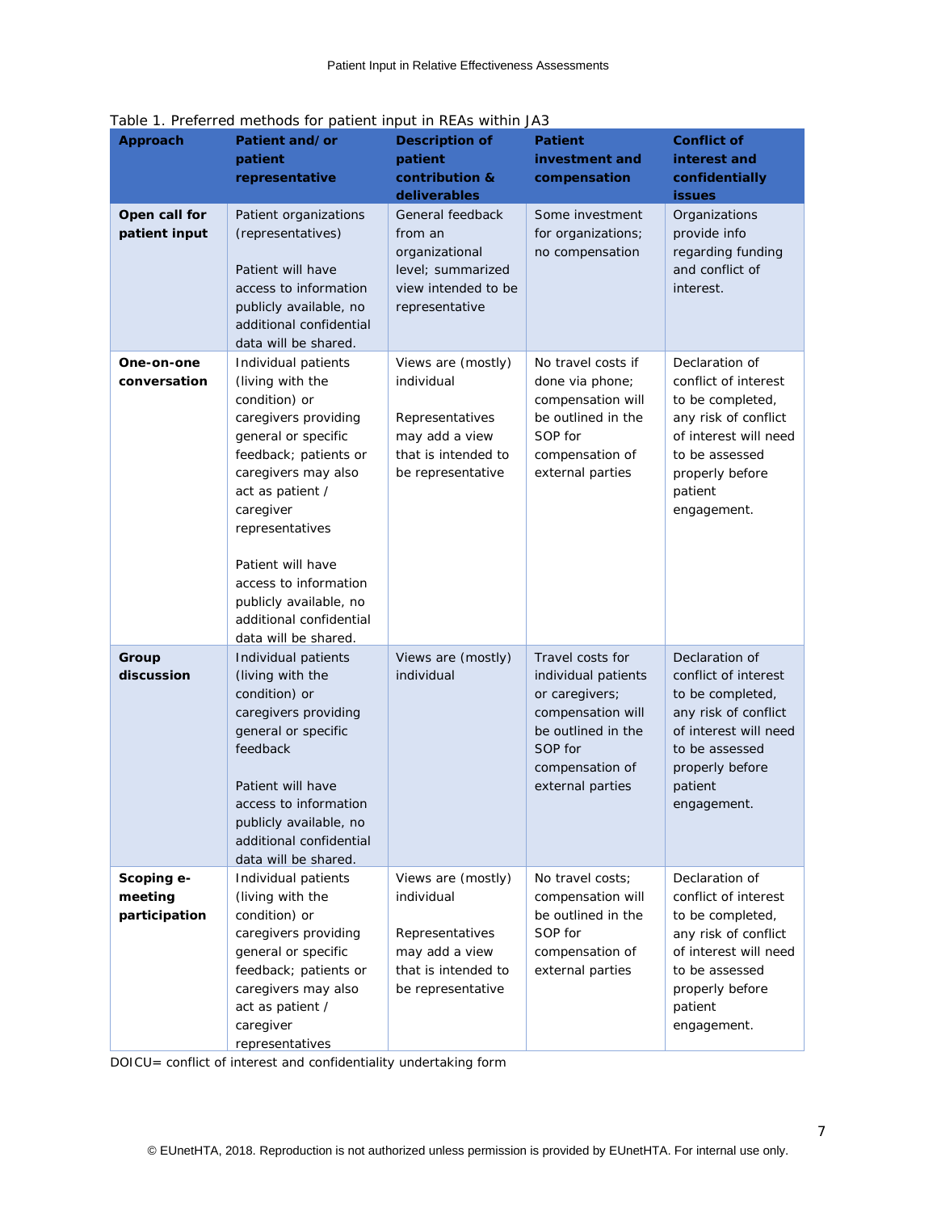Table 1. Preferred methods for patient input in REAs within JA3

| Approach | Patient and/or patient representative | Description of patient contribution & deliverables | Patient investment and compensation | Conflict of interest and confidentially issues |
|---|---|---|---|---|
| **Open call for patient input** | Patient organizations (representatives)<br><br>Patient will have access to information publicly available, no additional confidential data will be shared. | General feedback from an organizational level; summarized view intended to be representative | Some investment for organizations; no compensation | Organizations provide info regarding funding and conflict of interest. |
| **One-on-one conversation** | Individual patients (living with the condition) or caregivers providing general or specific feedback; patients or caregivers may also act as patient / caregiver representatives<br><br>Patient will have access to information publicly available, no additional confidential data will be shared. | Views are (mostly) individual<br><br>Representatives may add a view that is intended to be representative | No travel costs if done via phone; compensation will be outlined in the SOP for compensation of external parties | Declaration of conflict of interest to be completed, any risk of conflict of interest will need to be assessed properly before patient engagement. |
| **Group discussion** | Individual patients (living with the condition) or caregivers providing general or specific feedback<br><br>Patient will have access to information publicly available, no additional confidential data will be shared. | Views are (mostly) individual | Travel costs for individual patients or caregivers; compensation will be outlined in the SOP for compensation of external parties | Declaration of conflict of interest to be completed, any risk of conflict of interest will need to be assessed properly before patient engagement. |
| **Scoping e-meeting participation** | Individual patients (living with the condition) or caregivers providing general or specific feedback; patients or caregivers may also act as patient / caregiver representatives | Views are (mostly) individual<br><br>Representatives may add a view that is intended to be representative | No travel costs; compensation will be outlined in the SOP for compensation of external parties | Declaration of conflict of interest to be completed, any risk of conflict of interest will need to be assessed properly before patient engagement. |

DOICU= conflict of interest and confidentiality undertaking form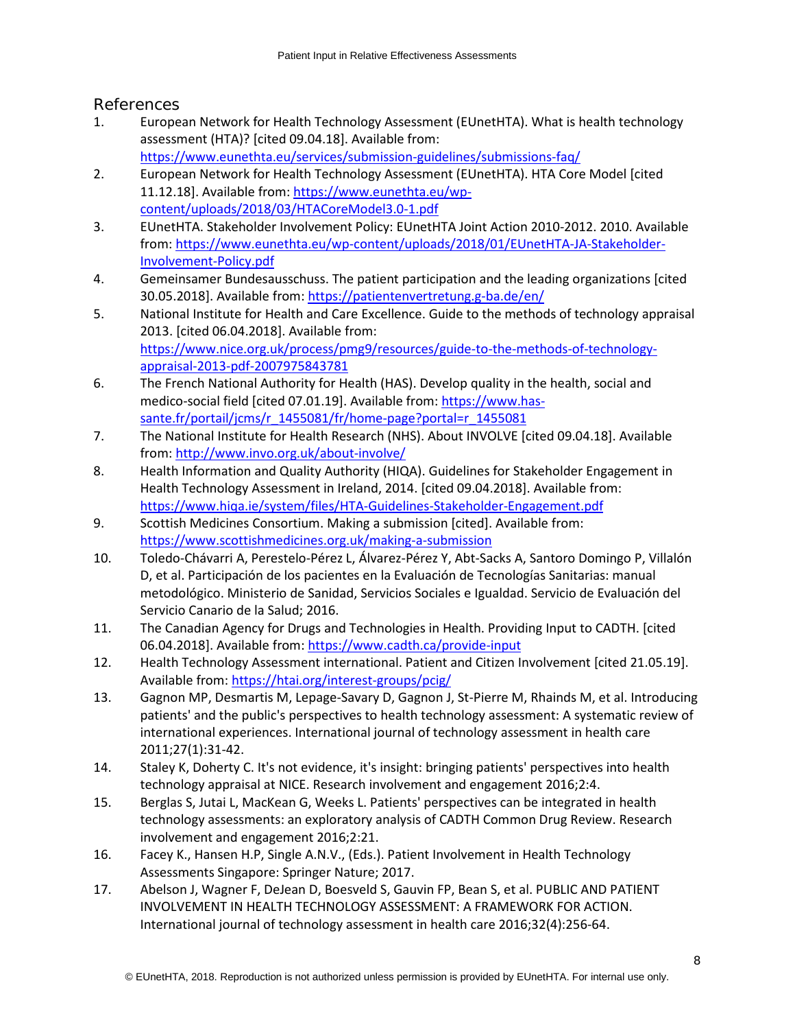## References

1. European Network for Health Technology Assessment (EUnetHTA). What is health technology assessment (HTA)? [cited 09.04.18]. Available from: https://www.eunethta.eu/services/submission-guidelines/submissions-faq/
2. European Network for Health Technology Assessment (EUnetHTA). HTA Core Model [cited 11.12.18]. Available from: https://www.eunethta.eu/wp-content/uploads/2018/03/HTACoreModel3.0-1.pdf
3. EUnetHTA. Stakeholder Involvement Policy: EUnetHTA Joint Action 2010-2012. 2010. Available from: https://www.eunethta.eu/wp-content/uploads/2018/01/EUnetHTA-JA-Stakeholder-Involvement-Policy.pdf
4. Gemeinsamer Bundesausschuss. The patient participation and the leading organizations [cited 30.05.2018]. Available from: https://patientenvertretung.g-ba.de/en/
5. National Institute for Health and Care Excellence. Guide to the methods of technology appraisal 2013. [cited 06.04.2018]. Available from: https://www.nice.org.uk/process/pmg9/resources/guide-to-the-methods-of-technology-appraisal-2013-pdf-2007975843781
6. The French National Authority for Health (HAS). Develop quality in the health, social and medico-social field [cited 07.01.19]. Available from: https://www.has-sante.fr/portail/jcms/r_1455081/fr/home-page?portal=r_1455081
7. The National Institute for Health Research (NHS). About INVOLVE [cited 09.04.18]. Available from: http://www.invo.org.uk/about-involve/
8. Health Information and Quality Authority (HIQA). Guidelines for Stakeholder Engagement in Health Technology Assessment in Ireland, 2014. [cited 09.04.2018]. Available from: https://www.hiqa.ie/system/files/HTA-Guidelines-Stakeholder-Engagement.pdf
9. Scottish Medicines Consortium. Making a submission [cited]. Available from: https://www.scottishmedicines.org.uk/making-a-submission
10. Toledo-Chávarri A, Perestelo-Pérez L, Álvarez-Pérez Y, Abt-Sacks A, Santoro Domingo P, Villalón D, et al. Participación de los pacientes en la Evaluación de Tecnologías Sanitarias: manual metodológico. Ministerio de Sanidad, Servicios Sociales e Igualdad. Servicio de Evaluación del Servicio Canario de la Salud; 2016.
11. The Canadian Agency for Drugs and Technologies in Health. Providing Input to CADTH. [cited 06.04.2018]. Available from: https://www.cadth.ca/provide-input
12. Health Technology Assessment international. Patient and Citizen Involvement [cited 21.05.19]. Available from: https://htai.org/interest-groups/pcig/
13. Gagnon MP, Desmartis M, Lepage-Savary D, Gagnon J, St-Pierre M, Rhainds M, et al. Introducing patients' and the public's perspectives to health technology assessment: A systematic review of international experiences. International journal of technology assessment in health care 2011;27(1):31-42.
14. Staley K, Doherty C. It's not evidence, it's insight: bringing patients' perspectives into health technology appraisal at NICE. Research involvement and engagement 2016;2:4.
15. Berglas S, Jutai L, MacKean G, Weeks L. Patients' perspectives can be integrated in health technology assessments: an exploratory analysis of CADTH Common Drug Review. Research involvement and engagement 2016;2:21.
16. Facey K., Hansen H.P, Single A.N.V., (Eds.). Patient Involvement in Health Technology Assessments Singapore: Springer Nature; 2017.
17. Abelson J, Wagner F, DeJean D, Boesveld S, Gauvin FP, Bean S, et al. PUBLIC AND PATIENT INVOLVEMENT IN HEALTH TECHNOLOGY ASSESSMENT: A FRAMEWORK FOR ACTION. International journal of technology assessment in health care 2016;32(4):256-64.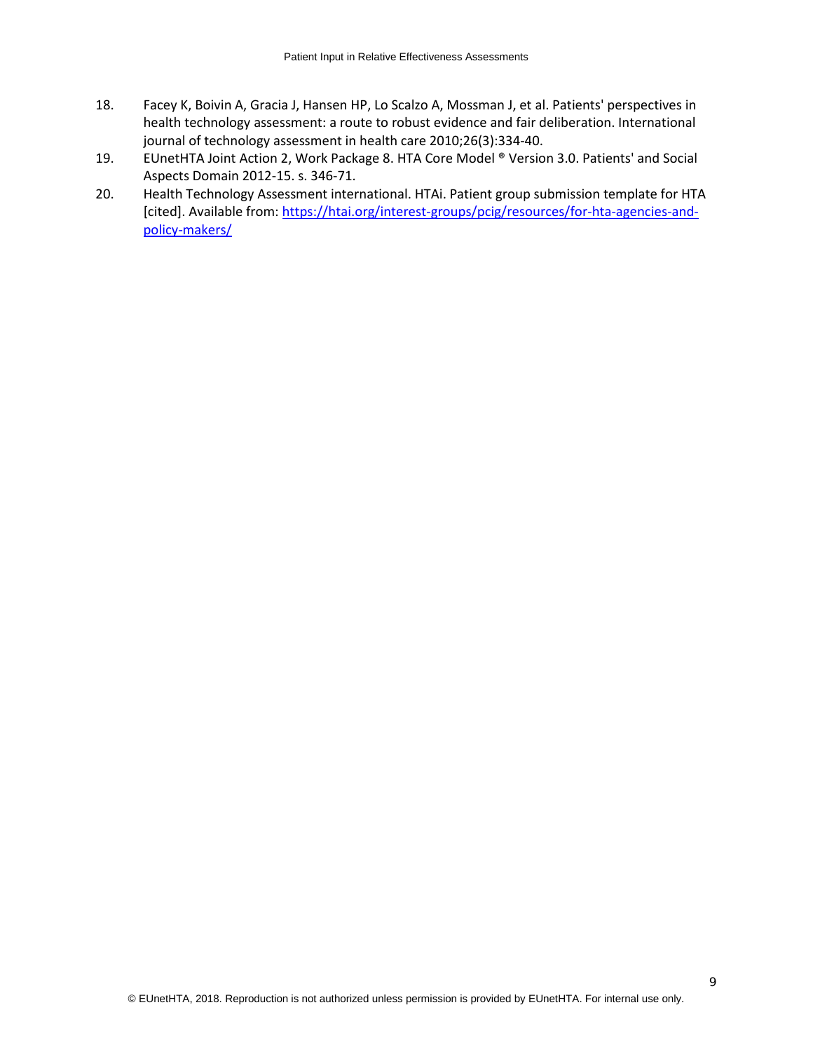18. Facey K, Boivin A, Gracia J, Hansen HP, Lo Scalzo A, Mossman J, et al. Patients' perspectives in health technology assessment: a route to robust evidence and fair deliberation. International journal of technology assessment in health care 2010;26(3):334-40.
19. EUnetHTA Joint Action 2, Work Package 8. HTA Core Model ® Version 3.0. Patients' and Social Aspects Domain 2012-15. s. 346-71.
20. Health Technology Assessment international. HTAi. Patient group submission template for HTA [cited]. Available from: https://htai.org/interest-groups/pcig/resources/for-hta-agencies-and-policy-makers/

© EUnetHTA, 2018. Reproduction is not authorized unless permission is provided by EUnetHTA. For internal use only.